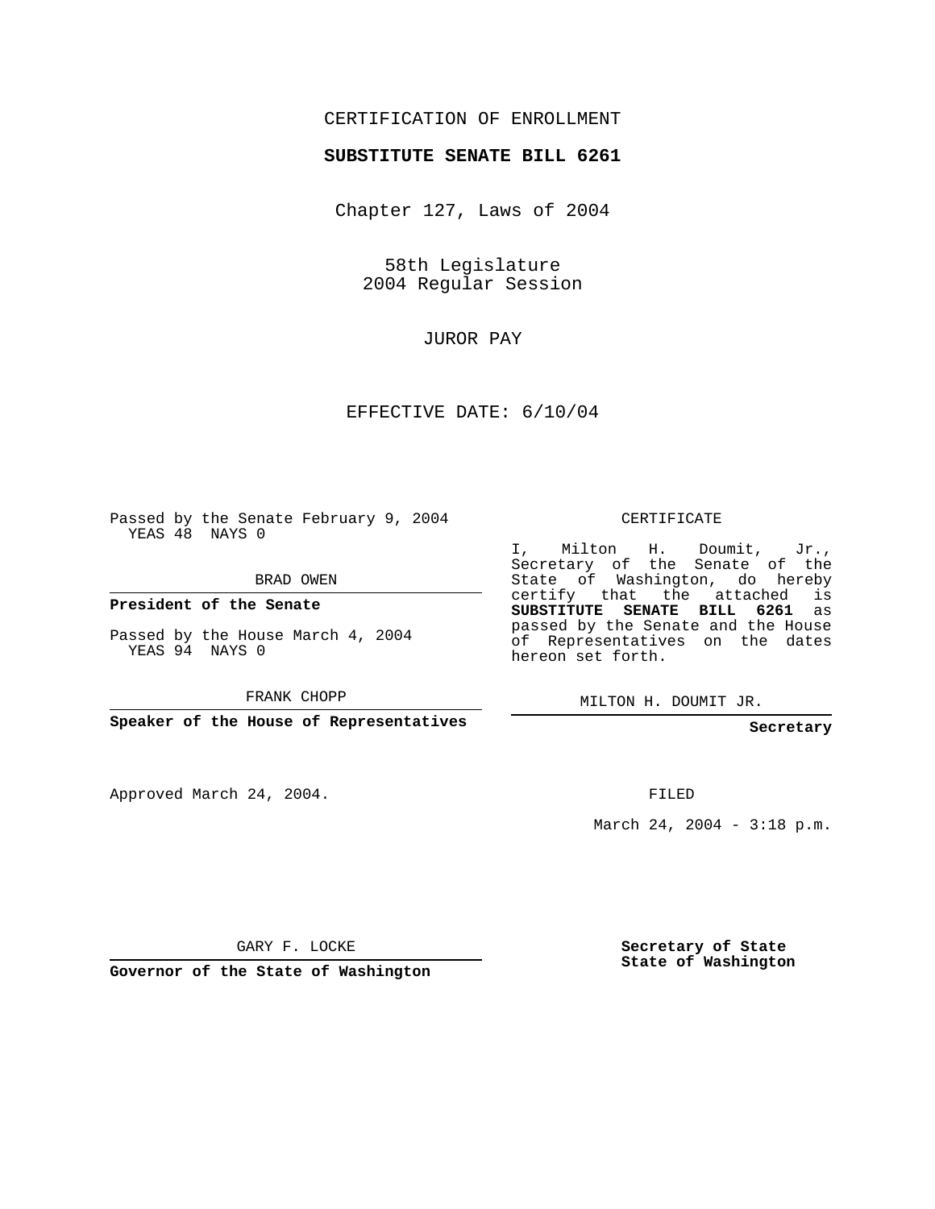CERTIFICATION OF ENROLLMENT

**SUBSTITUTE SENATE BILL 6261**

Chapter 127, Laws of 2004

58th Legislature
2004 Regular Session

JUROR PAY

EFFECTIVE DATE: 6/10/04

Passed by the Senate February 9, 2004
YEAS 48 NAYS 0

BRAD OWEN

**President of the Senate**

Passed by the House March 4, 2004
YEAS 94 NAYS 0

FRANK CHOPP

**Speaker of the House of Representatives**

CERTIFICATE

I, Milton H. Doumit, Jr., Secretary of the Senate of the State of Washington, do hereby certify that the attached is **SUBSTITUTE SENATE BILL 6261** as passed by the Senate and the House of Representatives on the dates hereon set forth.

MILTON H. DOUMIT JR.

**Secretary**

Approved March 24, 2004.

FILED

March 24, 2004 - 3:18 p.m.

GARY F. LOCKE

**Governor of the State of Washington**

**Secretary of State**
**State of Washington**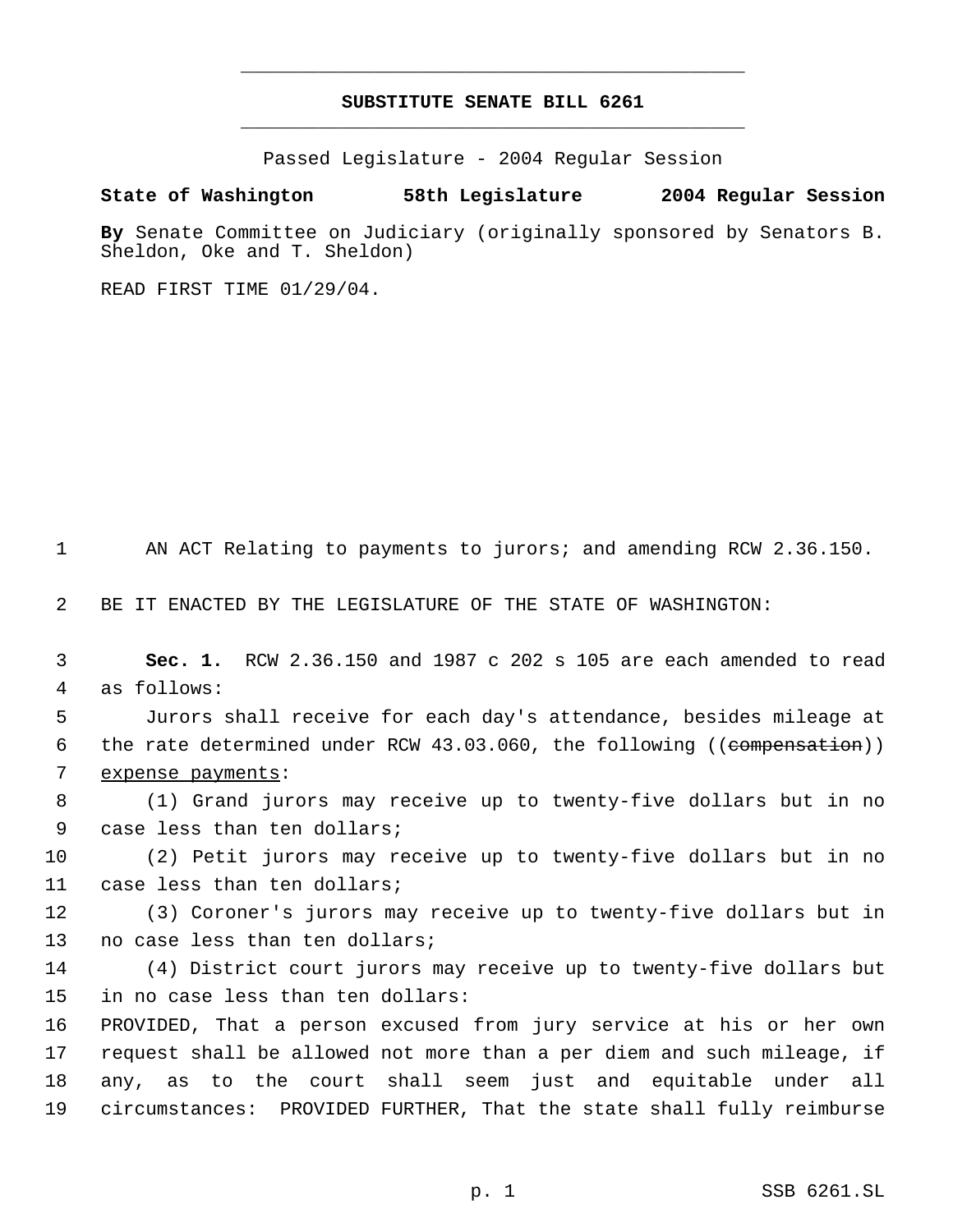# SUBSTITUTE SENATE BILL 6261

Passed Legislature - 2004 Regular Session

**State of Washington 58th Legislature 2004 Regular Session**

**By** Senate Committee on Judiciary (originally sponsored by Senators B. Sheldon, Oke and T. Sheldon)

READ FIRST TIME 01/29/04.

AN ACT Relating to payments to jurors; and amending RCW 2.36.150.

BE IT ENACTED BY THE LEGISLATURE OF THE STATE OF WASHINGTON:

**Sec. 1.** RCW 2.36.150 and 1987 c 202 s 105 are each amended to read as follows:

Jurors shall receive for each day's attendance, besides mileage at the rate determined under RCW 43.03.060, the following ((~~compensation~~)) expense payments:

(1) Grand jurors may receive up to twenty-five dollars but in no case less than ten dollars;

(2) Petit jurors may receive up to twenty-five dollars but in no case less than ten dollars;

(3) Coroner's jurors may receive up to twenty-five dollars but in no case less than ten dollars;

(4) District court jurors may receive up to twenty-five dollars but in no case less than ten dollars:

PROVIDED, That a person excused from jury service at his or her own request shall be allowed not more than a per diem and such mileage, if any, as to the court shall seem just and equitable under all circumstances: PROVIDED FURTHER, That the state shall fully reimburse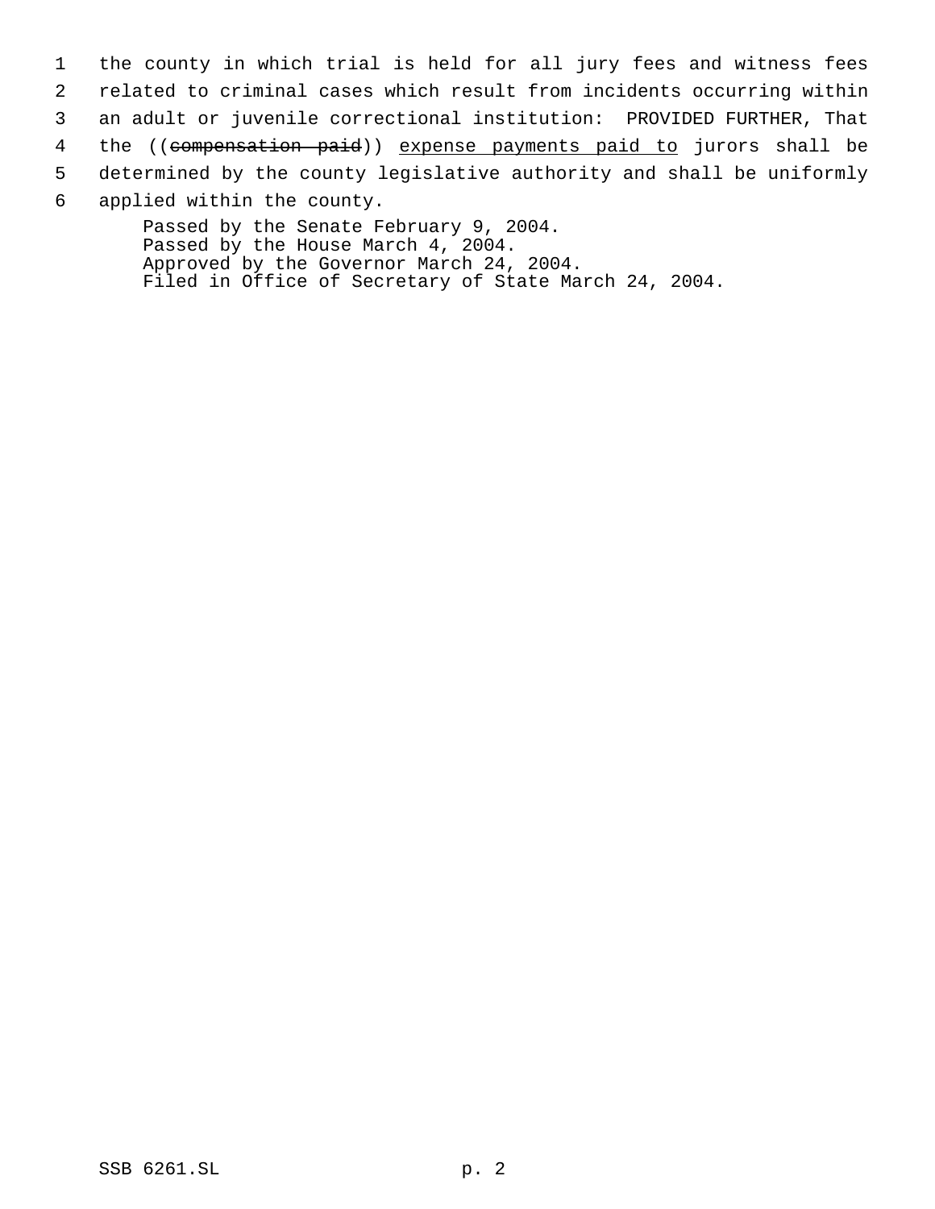the county in which trial is held for all jury fees and witness fees related to criminal cases which result from incidents occurring within an adult or juvenile correctional institution: PROVIDED FURTHER, That the ((~~compensation paid~~)) <u>expense payments paid to</u> jurors shall be determined by the county legislative authority and shall be uniformly applied within the county.

Passed by the Senate February 9, 2004.
Passed by the House March 4, 2004.
Approved by the Governor March 24, 2004.
Filed in Office of Secretary of State March 24, 2004.